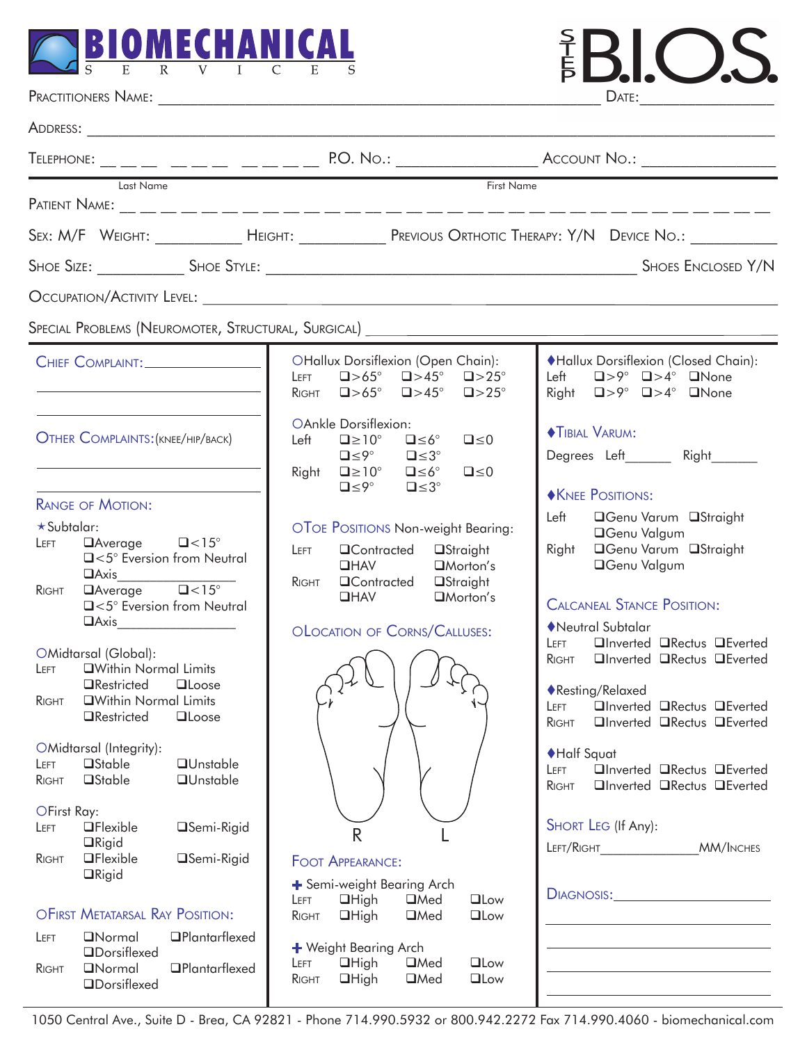# BIOMECHANICAL SERVICES

# STEP B.I.O.S.

PRACTITIONERS NAME: ______________________________ DATE: ______________

ADDRESS: ______________________________________________

TELEPHONE: ___ ___ ___ ___ ___ ___ ___ ___ ___ ___ P.O. NO.: ______________ ACCOUNT NO.: ______________

PATIENT NAME: Last Name ______________________ First Name ______________________

SEX: M/F WEIGHT: __________ HEIGHT: __________ PREVIOUS ORTHOTIC THERAPY: Y/N DEVICE NO.: __________

SHOE SIZE: __________ SHOE STYLE: ______________________________ SHOES ENCLOSED Y/N

OCCUPATION/ACTIVITY LEVEL: ______________________________________________

SPECIAL PROBLEMS (NEUROMOTER, STRUCTURAL, SURGICAL) ______________________________

---

**CHIEF COMPLAINT:** ______________________

______________________________

______________________________

**OTHER COMPLAINTS:** (KNEE/HIP/BACK)

______________________________

______________________________

### RANGE OF MOTION:

★Subtalar:
- LEFT ❑Average ❑<15° ❑<5° Eversion from Neutral ❑Axis ______________
- RIGHT ❑Average ❑<15° ❑<5° Eversion from Neutral ❑Axis ______________

○Midtarsal (Global):
- LEFT ❑Within Normal Limits ❑Restricted ❑Loose
- RIGHT ❑Within Normal Limits ❑Restricted ❑Loose

○Midtarsal (Integrity):
- LEFT ❑Stable ❑Unstable
- RIGHT ❑Stable ❑Unstable

○First Ray:
- LEFT ❑Flexible ❑Semi-Rigid ❑Rigid
- RIGHT ❑Flexible ❑Semi-Rigid ❑Rigid

### ○FIRST METATARSAL RAY POSITION:
- LEFT ❑Normal ❑Plantarflexed ❑Dorsiflexed
- RIGHT ❑Normal ❑Plantarflexed ❑Dorsiflexed

---

○Hallux Dorsiflexion (Open Chain):
- LEFT ❑>65° ❑>45° ❑>25°
- RIGHT ❑>65° ❑>45° ❑>25°

○Ankle Dorsiflexion:
- Left ❑≥10° ❑≤6° ❑≤0 ❑≤9° ❑≤3°
- Right ❑≥10° ❑≤6° ❑≤0 ❑≤9° ❑≤3°

### ○TOE POSITIONS Non-weight Bearing:
- LEFT ❑Contracted ❑Straight ❑HAV ❑Morton's
- RIGHT ❑Contracted ❑Straight ❑HAV ❑Morton's

### ○LOCATION OF CORNS/CALLUSES:

R L

### FOOT APPEARANCE:

✚ Semi-weight Bearing Arch
- LEFT ❑High ❑Med ❑Low
- RIGHT ❑High ❑Med ❑Low

✚ Weight Bearing Arch
- LEFT ❑High ❑Med ❑Low
- RIGHT ❑High ❑Med ❑Low

---

♦Hallux Dorsiflexion (Closed Chain):
- Left ❑>9° ❑>4° ❑None
- Right ❑>9° ❑>4° ❑None

### ♦TIBIAL VARUM:
Degrees Left______ Right______

### ♦KNEE POSITIONS:
- Left ❑Genu Varum ❑Straight ❑Genu Valgum
- Right ❑Genu Varum ❑Straight ❑Genu Valgum

### CALCANEAL STANCE POSITION:

♦Neutral Subtalar
- LEFT ❑Inverted ❑Rectus ❑Everted
- RIGHT ❑Inverted ❑Rectus ❑Everted

♦Resting/Relaxed
- LEFT ❑Inverted ❑Rectus ❑Everted
- RIGHT ❑Inverted ❑Rectus ❑Everted

♦Half Squat
- LEFT ❑Inverted ❑Rectus ❑Everted
- RIGHT ❑Inverted ❑Rectus ❑Everted

### SHORT LEG (If Any):
LEFT/RIGHT______________ MM/INCHES

### DIAGNOSIS:
______________________________

______________________________

______________________________

______________________________

______________________________

---

1050 Central Ave., Suite D - Brea, CA 92821 - Phone 714.990.5932 or 800.942.2272 Fax 714.990.4060 - biomechanical.com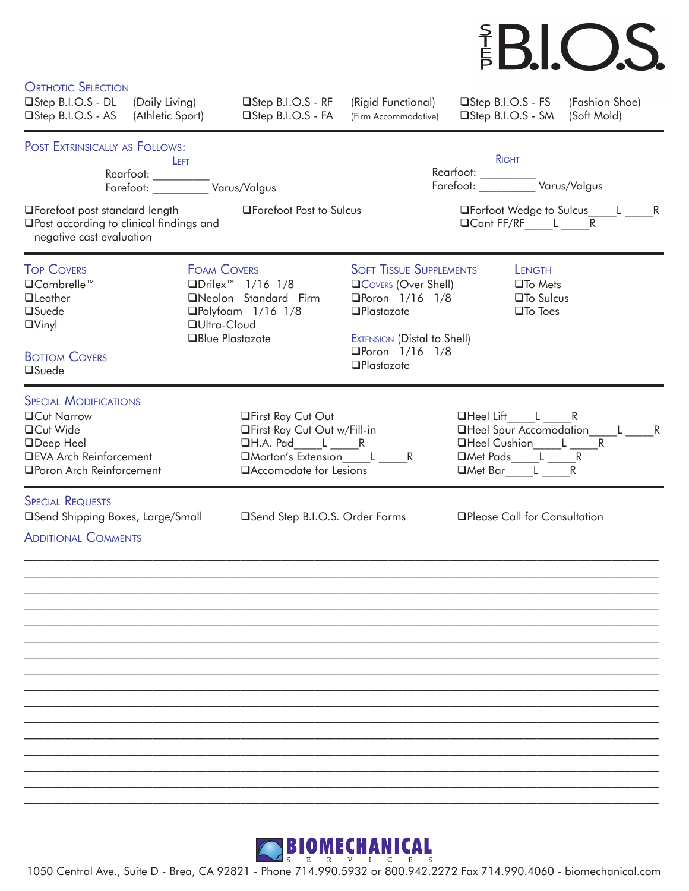# STEP B.I.O.S.

## Orthotic Selection

- ❑Step B.I.O.S - DL (Daily Living)
- ❑Step B.I.O.S - AS (Athletic Sport)
- ❑Step B.I.O.S - RF (Rigid Functional)
- ❑Step B.I.O.S - FA (Firm Accommodative)
- ❑Step B.I.O.S - FS (Fashion Shoe)
- ❑Step B.I.O.S - SM (Soft Mold)

## Post Extrinsically as Follows:

**Left**

Rearfoot: _________

Forefoot: _________ Varus/Valgus

**Right**

Rearfoot: _________

Forefoot: _________ Varus/Valgus

- ❑Forefoot post standard length
- ❑Post according to clinical findings and negative cast evaluation
- ❑Forefoot Post to Sulcus
- ❑Forfoot Wedge to Sulcus____L ____R
- ❑Cant FF/RF____L ____R

## Top Covers

- ❑Cambrelle™
- ❑Leather
- ❑Suede
- ❑Vinyl

## Bottom Covers

- ❑Suede

## Foam Covers

- ❑Drilex™ 1/16 1/8
- ❑Neolon Standard Firm
- ❑Polyfoam 1/16 1/8
- ❑Ultra-Cloud
- ❑Blue Plastazote

## Soft Tissue Supplements

- ❑Covers (Over Shell)
- ❑Poron 1/16 1/8
- ❑Plastazote

**Extension** (Distal to Shell)

- ❑Poron 1/16 1/8
- ❑Plastazote

## Length

- ❑To Mets
- ❑To Sulcus
- ❑To Toes

## Special Modifications

- ❑Cut Narrow
- ❑Cut Wide
- ❑Deep Heel
- ❑EVA Arch Reinforcement
- ❑Poron Arch Reinforcement
- ❑First Ray Cut Out
- ❑First Ray Cut Out w/Fill-in
- ❑H.A. Pad____L ____R
- ❑Morton's Extension____L ____R
- ❑Accomodate for Lesions
- ❑Heel Lift____L ____R
- ❑Heel Spur Accomodation____L ____R
- ❑Heel Cushion____L ____R
- ❑Met Pads____L ____R
- ❑Met Bar____L ____R

## Special Requests

- ❑Send Shipping Boxes, Large/Small
- ❑Send Step B.I.O.S. Order Forms
- ❑Please Call for Consultation

## Additional Comments

______________________________________________________________________________

______________________________________________________________________________

______________________________________________________________________________

______________________________________________________________________________

______________________________________________________________________________

______________________________________________________________________________

______________________________________________________________________________

______________________________________________________________________________

______________________________________________________________________________

______________________________________________________________________________

______________________________________________________________________________

______________________________________________________________________________

______________________________________________________________________________

______________________________________________________________________________

______________________________________________________________________________

______________________________________________________________________________

BIOMECHANICAL SERVICES

1050 Central Ave., Suite D - Brea, CA 92821 - Phone 714.990.5932 or 800.942.2272 Fax 714.990.4060 - biomechanical.com